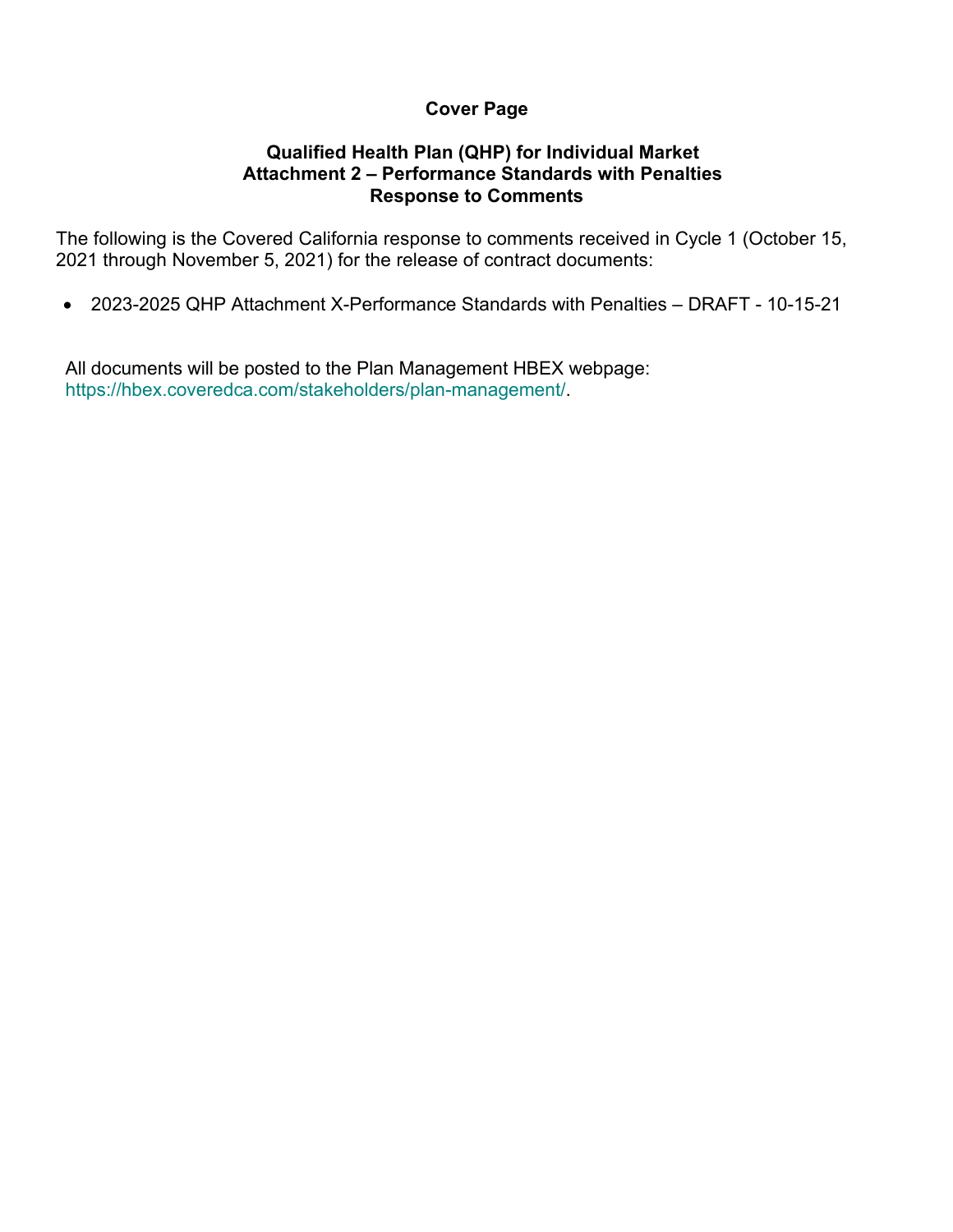# Cover Page

## Qualified Health Plan (QHP) for Individual Market
## Attachment 2 – Performance Standards with Penalties
## Response to Comments

The following is the Covered California response to comments received in Cycle 1 (October 15, 2021 through November 5, 2021) for the release of contract documents:

- 2023-2025 QHP Attachment X-Performance Standards with Penalties – DRAFT - 10-15-21

All documents will be posted to the Plan Management HBEX webpage: https://hbex.coveredca.com/stakeholders/plan-management/.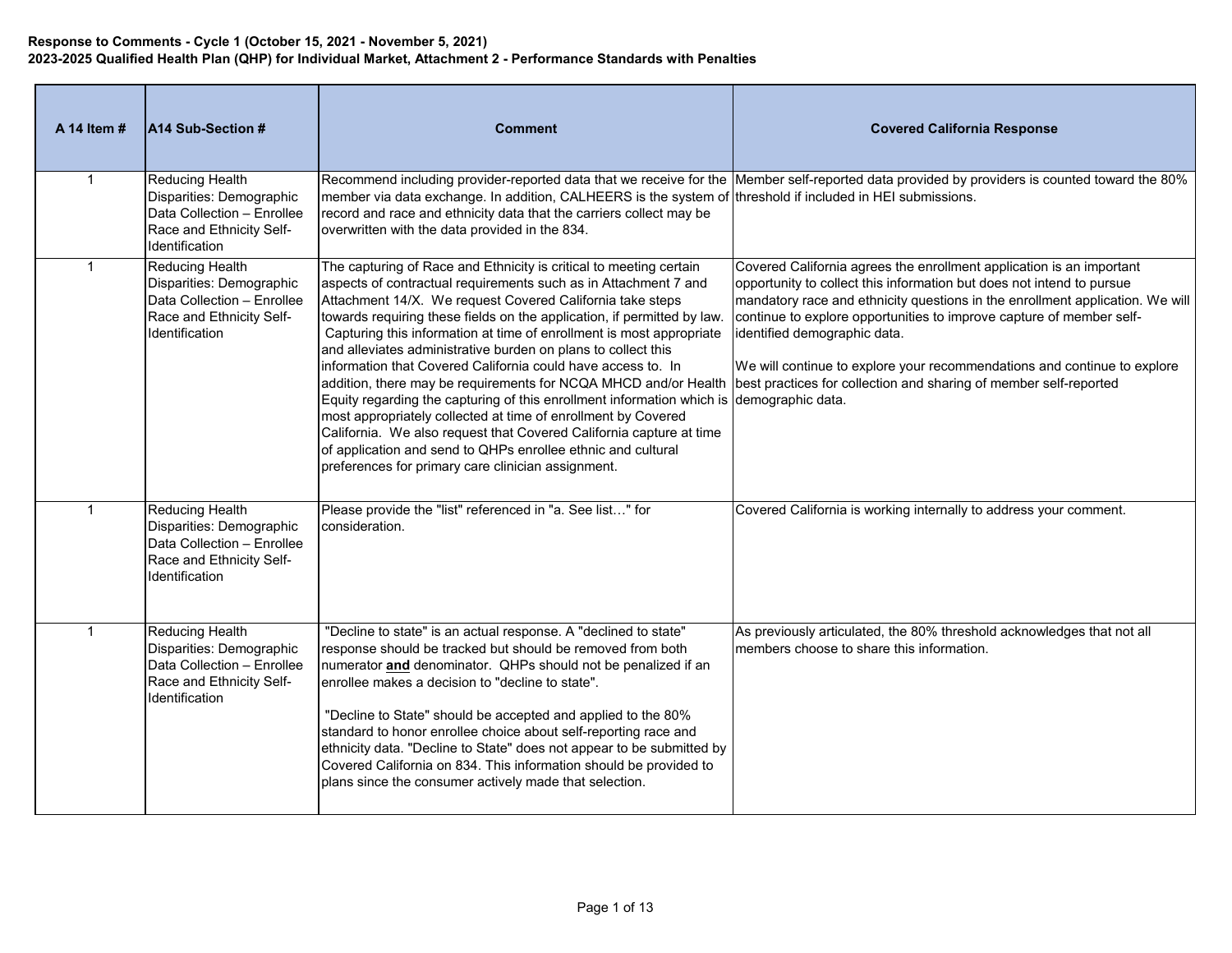**Response to Comments - Cycle 1 (October 15, 2021 - November 5, 2021)**
**2023-2025 Qualified Health Plan (QHP) for Individual Market, Attachment 2 - Performance Standards with Penalties**

| A 14 Item # | A14 Sub-Section # | Comment | Covered California Response |
|---|---|---|---|
| 1 | Reducing Health Disparities: Demographic Data Collection – Enrollee Race and Ethnicity Self-Identification | Recommend including provider-reported data that we receive for the member via data exchange. In addition, CALHEERS is the system of record and race and ethnicity data that the carriers collect may be overwritten with the data provided in the 834. | Member self-reported data provided by providers is counted toward the 80% threshold if included in HEI submissions. |
| 1 | Reducing Health Disparities: Demographic Data Collection – Enrollee Race and Ethnicity Self-Identification | The capturing of Race and Ethnicity is critical to meeting certain aspects of contractual requirements such as in Attachment 7 and Attachment 14/X. We request Covered California take steps towards requiring these fields on the application, if permitted by law. Capturing this information at time of enrollment is most appropriate and alleviates administrative burden on plans to collect this information that Covered California could have access to. In addition, there may be requirements for NCQA MHCD and/or Health Equity regarding the capturing of this enrollment information which is most appropriately collected at time of enrollment by Covered California. We also request that Covered California capture at time of application and send to QHPs enrollee ethnic and cultural preferences for primary care clinician assignment. | Covered California agrees the enrollment application is an important opportunity to collect this information but does not intend to pursue mandatory race and ethnicity questions in the enrollment application. We will continue to explore opportunities to improve capture of member self-identified demographic data.<br><br>We will continue to explore your recommendations and continue to explore best practices for collection and sharing of member self-reported demographic data. |
| 1 | Reducing Health Disparities: Demographic Data Collection – Enrollee Race and Ethnicity Self-Identification | Please provide the "list" referenced in "a. See list…" for consideration. | Covered California is working internally to address your comment. |
| 1 | Reducing Health Disparities: Demographic Data Collection – Enrollee Race and Ethnicity Self-Identification | "Decline to state" is an actual response. A "declined to state" response should be tracked but should be removed from both numerator **and** denominator. QHPs should not be penalized if an enrollee makes a decision to "decline to state".<br><br>"Decline to State" should be accepted and applied to the 80% standard to honor enrollee choice about self-reporting race and ethnicity data. "Decline to State" does not appear to be submitted by Covered California on 834. This information should be provided to plans since the consumer actively made that selection. | As previously articulated, the 80% threshold acknowledges that not all members choose to share this information. |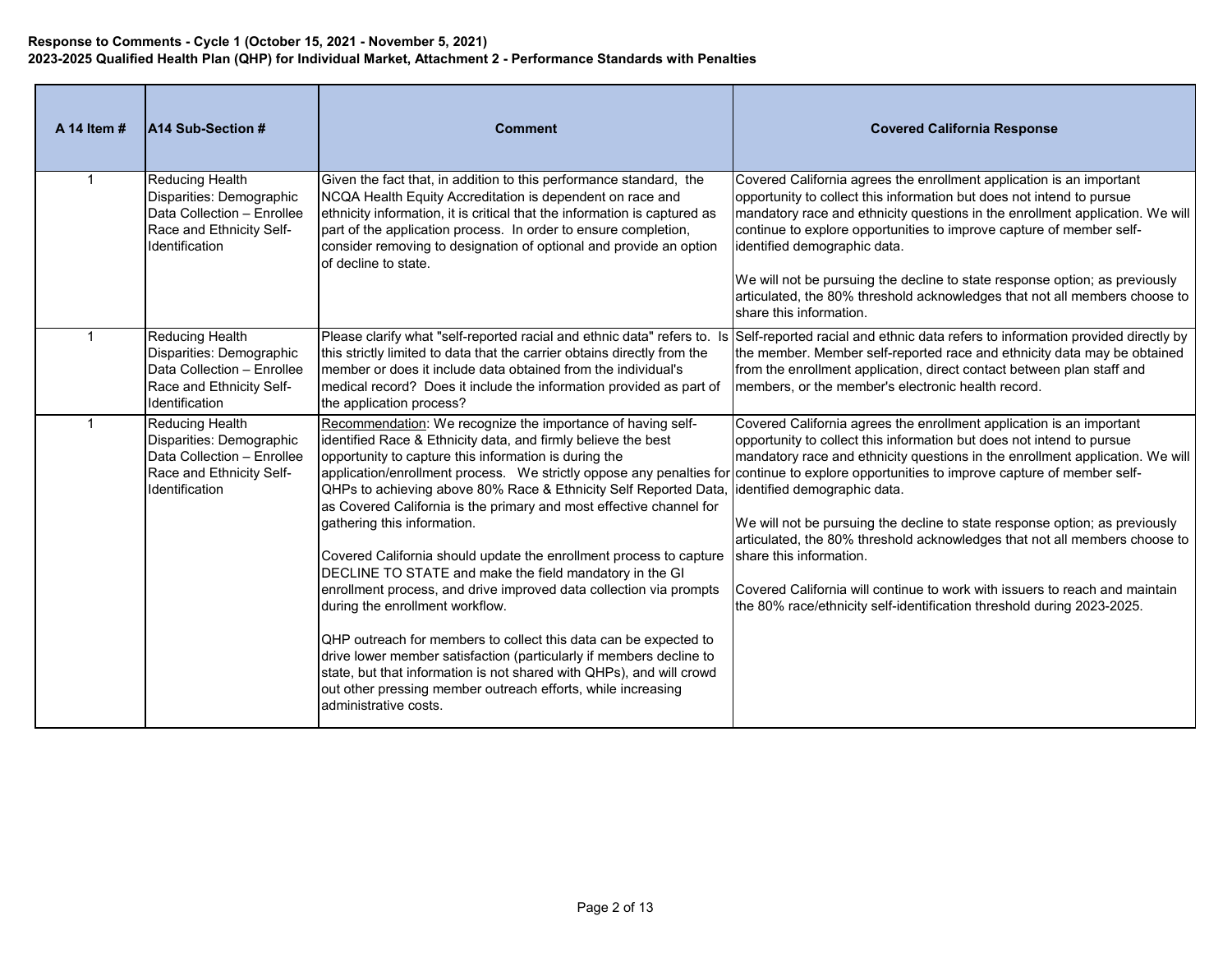**Response to Comments - Cycle 1 (October 15, 2021 - November 5, 2021)**
**2023-2025 Qualified Health Plan (QHP) for Individual Market, Attachment 2 - Performance Standards with Penalties**

| A 14 Item # | A14 Sub-Section # | Comment | Covered California Response |
|---|---|---|---|
| 1 | Reducing Health Disparities: Demographic Data Collection – Enrollee Race and Ethnicity Self-Identification | Given the fact that, in addition to this performance standard, the NCQA Health Equity Accreditation is dependent on race and ethnicity information, it is critical that the information is captured as part of the application process. In order to ensure completion, consider removing to designation of optional and provide an option of decline to state. | Covered California agrees the enrollment application is an important opportunity to collect this information but does not intend to pursue mandatory race and ethnicity questions in the enrollment application. We will continue to explore opportunities to improve capture of member self-identified demographic data.<br><br>We will not be pursuing the decline to state response option; as previously articulated, the 80% threshold acknowledges that not all members choose to share this information. |
| 1 | Reducing Health Disparities: Demographic Data Collection – Enrollee Race and Ethnicity Self-Identification | Please clarify what "self-reported racial and ethnic data" refers to. Is this strictly limited to data that the carrier obtains directly from the member or does it include data obtained from the individual's medical record? Does it include the information provided as part of the application process? | Self-reported racial and ethnic data refers to information provided directly by the member. Member self-reported race and ethnicity data may be obtained from the enrollment application, direct contact between plan staff and members, or the member's electronic health record. |
| 1 | Reducing Health Disparities: Demographic Data Collection – Enrollee Race and Ethnicity Self-Identification | Recommendation: We recognize the importance of having self-identified Race & Ethnicity data, and firmly believe the best opportunity to capture this information is during the application/enrollment process. We strictly oppose any penalties for QHPs to achieving above 80% Race & Ethnicity Self Reported Data, as Covered California is the primary and most effective channel for gathering this information.<br><br>Covered California should update the enrollment process to capture DECLINE TO STATE and make the field mandatory in the GI enrollment process, and drive improved data collection via prompts during the enrollment workflow.<br><br>QHP outreach for members to collect this data can be expected to drive lower member satisfaction (particularly if members decline to state, but that information is not shared with QHPs), and will crowd out other pressing member outreach efforts, while increasing administrative costs. | Covered California agrees the enrollment application is an important opportunity to collect this information but does not intend to pursue mandatory race and ethnicity questions in the enrollment application. We will continue to explore opportunities to improve capture of member self-identified demographic data.<br><br>We will not be pursuing the decline to state response option; as previously articulated, the 80% threshold acknowledges that not all members choose to share this information.<br><br>Covered California will continue to work with issuers to reach and maintain the 80% race/ethnicity self-identification threshold during 2023-2025. |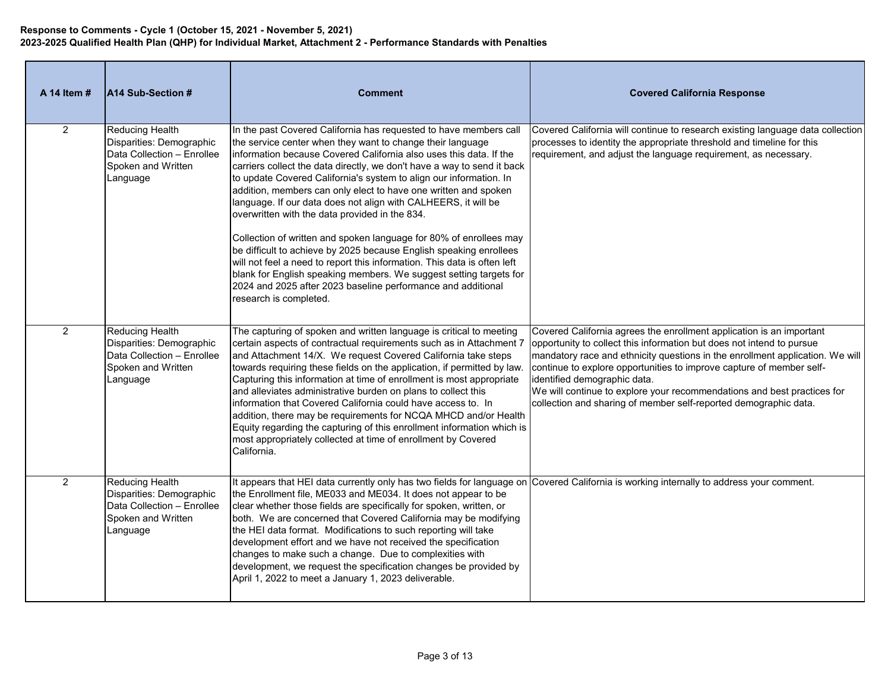**Response to Comments - Cycle 1 (October 15, 2021 - November 5, 2021)**
**2023-2025 Qualified Health Plan (QHP) for Individual Market, Attachment 2 - Performance Standards with Penalties**

| A 14 Item # | A14 Sub-Section # | Comment | Covered California Response |
|---|---|---|---|
| 2 | Reducing Health Disparities: Demographic Data Collection – Enrollee Spoken and Written Language | In the past Covered California has requested to have members call the service center when they want to change their language information because Covered California also uses this data. If the carriers collect the data directly, we don't have a way to send it back to update Covered California's system to align our information. In addition, members can only elect to have one written and spoken language. If our data does not align with CALHEERS, it will be overwritten with the data provided in the 834.<br><br>Collection of written and spoken language for 80% of enrollees may be difficult to achieve by 2025 because English speaking enrollees will not feel a need to report this information. This data is often left blank for English speaking members. We suggest setting targets for 2024 and 2025 after 2023 baseline performance and additional research is completed. | Covered California will continue to research existing language data collection processes to identity the appropriate threshold and timeline for this requirement, and adjust the language requirement, as necessary. |
| 2 | Reducing Health Disparities: Demographic Data Collection – Enrollee Spoken and Written Language | The capturing of spoken and written language is critical to meeting certain aspects of contractual requirements such as in Attachment 7 and Attachment 14/X. We request Covered California take steps towards requiring these fields on the application, if permitted by law. Capturing this information at time of enrollment is most appropriate and alleviates administrative burden on plans to collect this information that Covered California could have access to. In addition, there may be requirements for NCQA MHCD and/or Health Equity regarding the capturing of this enrollment information which is most appropriately collected at time of enrollment by Covered California. | Covered California agrees the enrollment application is an important opportunity to collect this information but does not intend to pursue mandatory race and ethnicity questions in the enrollment application. We will continue to explore opportunities to improve capture of member self-identified demographic data.<br>We will continue to explore your recommendations and best practices for collection and sharing of member self-reported demographic data. |
| 2 | Reducing Health Disparities: Demographic Data Collection – Enrollee Spoken and Written Language | It appears that HEI data currently only has two fields for language on the Enrollment file, ME033 and ME034. It does not appear to be clear whether those fields are specifically for spoken, written, or both. We are concerned that Covered California may be modifying the HEI data format. Modifications to such reporting will take development effort and we have not received the specification changes to make such a change. Due to complexities with development, we request the specification changes be provided by April 1, 2022 to meet a January 1, 2023 deliverable. | Covered California is working internally to address your comment. |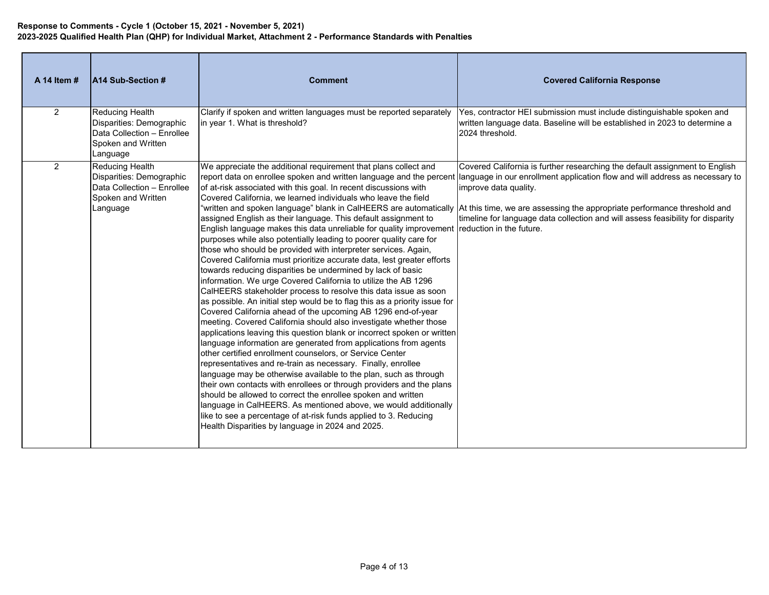**Response to Comments - Cycle 1 (October 15, 2021 - November 5, 2021)**
**2023-2025 Qualified Health Plan (QHP) for Individual Market, Attachment 2 - Performance Standards with Penalties**

| A 14 Item # | A14 Sub-Section # | Comment | Covered California Response |
|---|---|---|---|
| 2 | Reducing Health Disparities: Demographic Data Collection – Enrollee Spoken and Written Language | Clarify if spoken and written languages must be reported separately in year 1. What is threshold? | Yes, contractor HEI submission must include distinguishable spoken and written language data. Baseline will be established in 2023 to determine a 2024 threshold. |
| 2 | Reducing Health Disparities: Demographic Data Collection – Enrollee Spoken and Written Language | We appreciate the additional requirement that plans collect and report data on enrollee spoken and written language and the percent of at-risk associated with this goal. In recent discussions with Covered California, we learned individuals who leave the field "written and spoken language" blank in CalHEERS are automatically assigned English as their language. This default assignment to English language makes this data unreliable for quality improvement purposes while also potentially leading to poorer quality care for those who should be provided with interpreter services. Again, Covered California must prioritize accurate data, lest greater efforts towards reducing disparities be undermined by lack of basic information. We urge Covered California to utilize the AB 1296 CalHEERS stakeholder process to resolve this data issue as soon as possible. An initial step would be to flag this as a priority issue for Covered California ahead of the upcoming AB 1296 end-of-year meeting. Covered California should also investigate whether those applications leaving this question blank or incorrect spoken or written language information are generated from applications from agents other certified enrollment counselors, or Service Center representatives and re-train as necessary. Finally, enrollee language may be otherwise available to the plan, such as through their own contacts with enrollees or through providers and the plans should be allowed to correct the enrollee spoken and written language in CalHEERS. As mentioned above, we would additionally like to see a percentage of at-risk funds applied to 3. Reducing Health Disparities by language in 2024 and 2025. | Covered California is further researching the default assignment to English language in our enrollment application flow and will address as necessary to improve data quality.<br><br>At this time, we are assessing the appropriate performance threshold and timeline for language data collection and will assess feasibility for disparity reduction in the future. |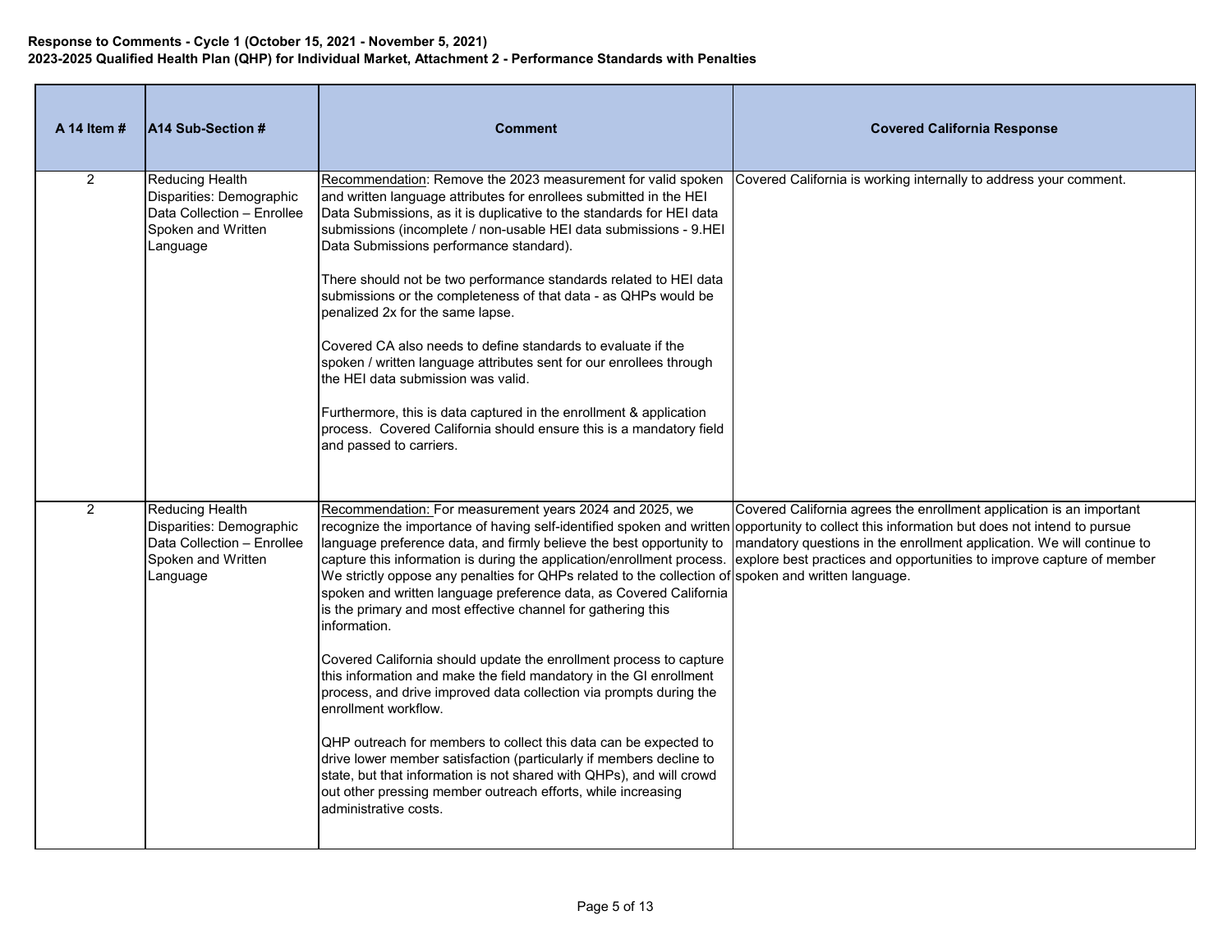**Response to Comments - Cycle 1 (October 15, 2021 - November 5, 2021)**
**2023-2025 Qualified Health Plan (QHP) for Individual Market, Attachment 2 - Performance Standards with Penalties**

| A 14 Item # | A14 Sub-Section # | Comment | Covered California Response |
|---|---|---|---|
| 2 | Reducing Health Disparities: Demographic Data Collection – Enrollee Spoken and Written Language | Recommendation: Remove the 2023 measurement for valid spoken and written language attributes for enrollees submitted in the HEI Data Submissions, as it is duplicative to the standards for HEI data submissions (incomplete / non-usable HEI data submissions - 9.HEI Data Submissions performance standard).<br><br>There should not be two performance standards related to HEI data submissions or the completeness of that data - as QHPs would be penalized 2x for the same lapse.<br><br>Covered CA also needs to define standards to evaluate if the spoken / written language attributes sent for our enrollees through the HEI data submission was valid.<br><br>Furthermore, this is data captured in the enrollment & application process. Covered California should ensure this is a mandatory field and passed to carriers. | Covered California is working internally to address your comment. |
| 2 | Reducing Health Disparities: Demographic Data Collection – Enrollee Spoken and Written Language | Recommendation: For measurement years 2024 and 2025, we recognize the importance of having self-identified spoken and written language preference data, and firmly believe the best opportunity to capture this information is during the application/enrollment process. We strictly oppose any penalties for QHPs related to the collection of spoken and written language preference data, as Covered California is the primary and most effective channel for gathering this information.<br><br>Covered California should update the enrollment process to capture this information and make the field mandatory in the GI enrollment process, and drive improved data collection via prompts during the enrollment workflow.<br><br>QHP outreach for members to collect this data can be expected to drive lower member satisfaction (particularly if members decline to state, but that information is not shared with QHPs), and will crowd out other pressing member outreach efforts, while increasing administrative costs. | Covered California agrees the enrollment application is an important opportunity to collect this information but does not intend to pursue mandatory questions in the enrollment application. We will continue to explore best practices and opportunities to improve capture of member spoken and written language. |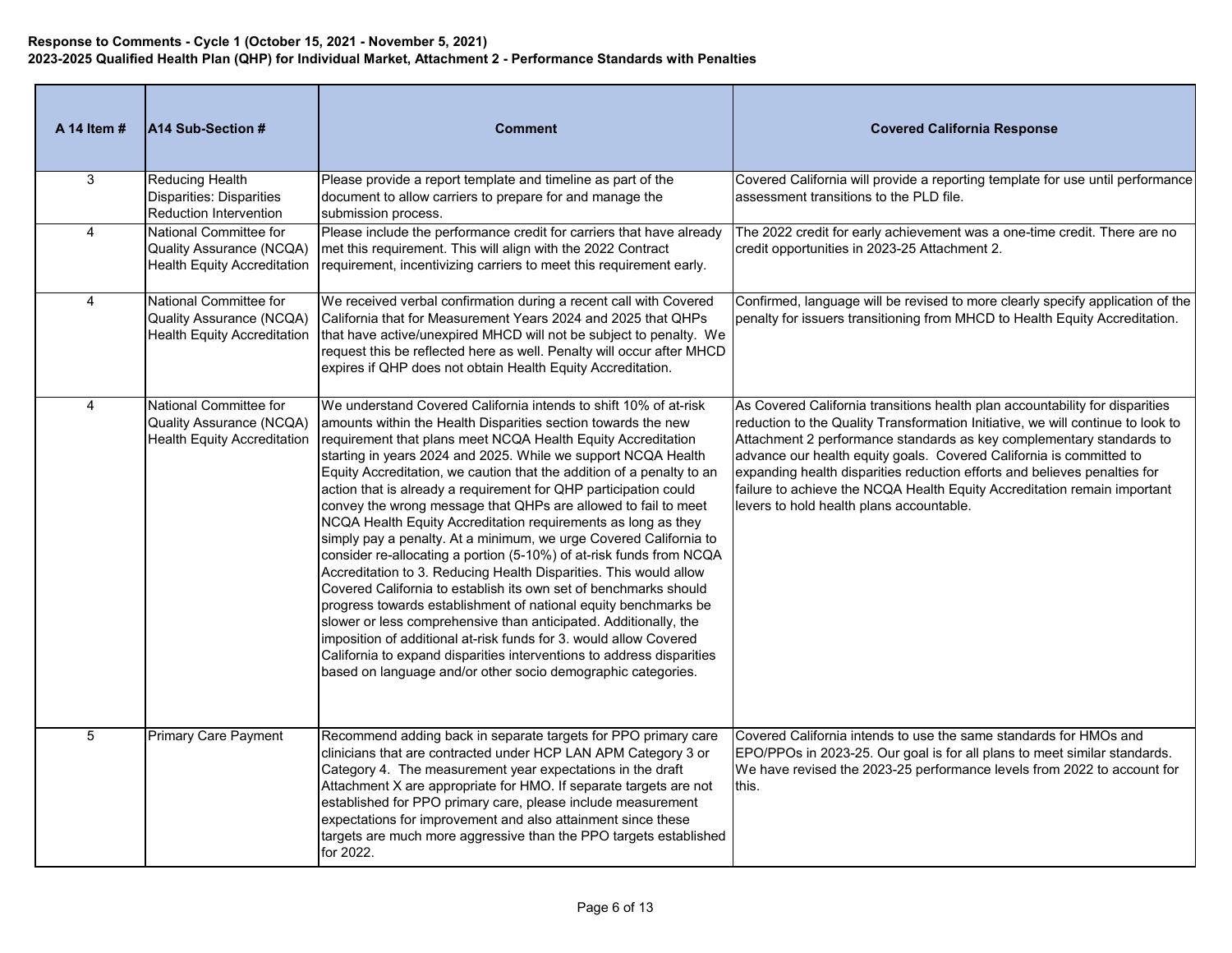**Response to Comments - Cycle 1 (October 15, 2021 - November 5, 2021)**
**2023-2025 Qualified Health Plan (QHP) for Individual Market, Attachment 2 - Performance Standards with Penalties**

| A 14 Item # | A14 Sub-Section # | Comment | Covered California Response |
|---|---|---|---|
| 3 | Reducing Health Disparities: Disparities Reduction Intervention | Please provide a report template and timeline as part of the document to allow carriers to prepare for and manage the submission process. | Covered California will provide a reporting template for use until performance assessment transitions to the PLD file. |
| 4 | National Committee for Quality Assurance (NCQA) Health Equity Accreditation | Please include the performance credit for carriers that have already met this requirement. This will align with the 2022 Contract requirement, incentivizing carriers to meet this requirement early. | The 2022 credit for early achievement was a one-time credit. There are no credit opportunities in 2023-25 Attachment 2. |
| 4 | National Committee for Quality Assurance (NCQA) Health Equity Accreditation | We received verbal confirmation during a recent call with Covered California that for Measurement Years 2024 and 2025 that QHPs that have active/unexpired MHCD will not be subject to penalty. We request this be reflected here as well. Penalty will occur after MHCD expires if QHP does not obtain Health Equity Accreditation. | Confirmed, language will be revised to more clearly specify application of the penalty for issuers transitioning from MHCD to Health Equity Accreditation. |
| 4 | National Committee for Quality Assurance (NCQA) Health Equity Accreditation | We understand Covered California intends to shift 10% of at-risk amounts within the Health Disparities section towards the new requirement that plans meet NCQA Health Equity Accreditation starting in years 2024 and 2025. While we support NCQA Health Equity Accreditation, we caution that the addition of a penalty to an action that is already a requirement for QHP participation could convey the wrong message that QHPs are allowed to fail to meet NCQA Health Equity Accreditation requirements as long as they simply pay a penalty. At a minimum, we urge Covered California to consider re-allocating a portion (5-10%) of at-risk funds from NCQA Accreditation to 3. Reducing Health Disparities. This would allow Covered California to establish its own set of benchmarks should progress towards establishment of national equity benchmarks be slower or less comprehensive than anticipated. Additionally, the imposition of additional at-risk funds for 3. would allow Covered California to expand disparities interventions to address disparities based on language and/or other socio demographic categories. | As Covered California transitions health plan accountability for disparities reduction to the Quality Transformation Initiative, we will continue to look to Attachment 2 performance standards as key complementary standards to advance our health equity goals. Covered California is committed to expanding health disparities reduction efforts and believes penalties for failure to achieve the NCQA Health Equity Accreditation remain important levers to hold health plans accountable. |
| 5 | Primary Care Payment | Recommend adding back in separate targets for PPO primary care clinicians that are contracted under HCP LAN APM Category 3 or Category 4. The measurement year expectations in the draft Attachment X are appropriate for HMO. If separate targets are not established for PPO primary care, please include measurement expectations for improvement and also attainment since these targets are much more aggressive than the PPO targets established for 2022. | Covered California intends to use the same standards for HMOs and EPO/PPOs in 2023-25. Our goal is for all plans to meet similar standards. We have revised the 2023-25 performance levels from 2022 to account for this. |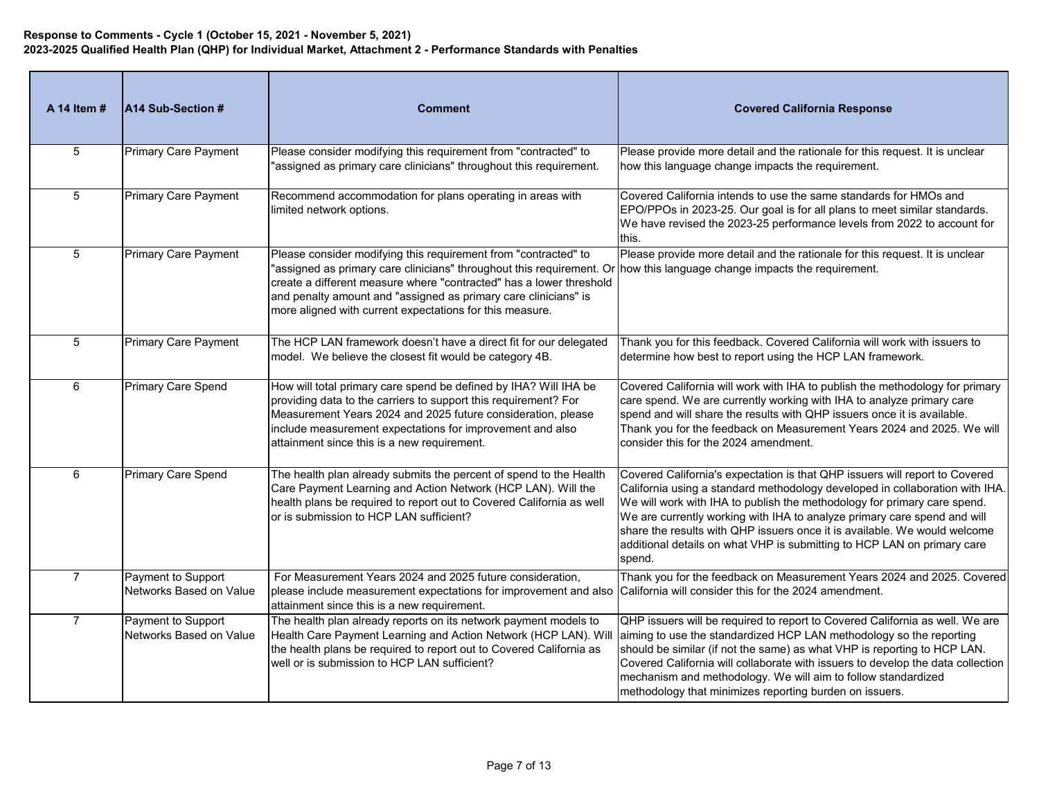**Response to Comments - Cycle 1 (October 15, 2021 - November 5, 2021)**
**2023-2025 Qualified Health Plan (QHP) for Individual Market, Attachment 2 - Performance Standards with Penalties**

| A 14 Item # | A14 Sub-Section # | Comment | Covered California Response |
|---|---|---|---|
| 5 | Primary Care Payment | Please consider modifying this requirement from "contracted" to "assigned as primary care clinicians" throughout this requirement. | Please provide more detail and the rationale for this request. It is unclear how this language change impacts the requirement. |
| 5 | Primary Care Payment | Recommend accommodation for plans operating in areas with limited network options. | Covered California intends to use the same standards for HMOs and EPO/PPOs in 2023-25. Our goal is for all plans to meet similar standards. We have revised the 2023-25 performance levels from 2022 to account for this. |
| 5 | Primary Care Payment | Please consider modifying this requirement from "contracted" to "assigned as primary care clinicians" throughout this requirement. Or create a different measure where "contracted" has a lower threshold and penalty amount and "assigned as primary care clinicians" is more aligned with current expectations for this measure. | Please provide more detail and the rationale for this request. It is unclear how this language change impacts the requirement. |
| 5 | Primary Care Payment | The HCP LAN framework doesn't have a direct fit for our delegated model. We believe the closest fit would be category 4B. | Thank you for this feedback. Covered California will work with issuers to determine how best to report using the HCP LAN framework. |
| 6 | Primary Care Spend | How will total primary care spend be defined by IHA? Will IHA be providing data to the carriers to support this requirement? For Measurement Years 2024 and 2025 future consideration, please include measurement expectations for improvement and also attainment since this is a new requirement. | Covered California will work with IHA to publish the methodology for primary care spend. We are currently working with IHA to analyze primary care spend and will share the results with QHP issuers once it is available. Thank you for the feedback on Measurement Years 2024 and 2025. We will consider this for the 2024 amendment. |
| 6 | Primary Care Spend | The health plan already submits the percent of spend to the Health Care Payment Learning and Action Network (HCP LAN). Will the health plans be required to report out to Covered California as well or is submission to HCP LAN sufficient? | Covered California's expectation is that QHP issuers will report to Covered California using a standard methodology developed in collaboration with IHA. We will work with IHA to publish the methodology for primary care spend. We are currently working with IHA to analyze primary care spend and will share the results with QHP issuers once it is available. We would welcome additional details on what VHP is submitting to HCP LAN on primary care spend. |
| 7 | Payment to Support Networks Based on Value | For Measurement Years 2024 and 2025 future consideration, please include measurement expectations for improvement and also attainment since this is a new requirement. | Thank you for the feedback on Measurement Years 2024 and 2025. Covered California will consider this for the 2024 amendment. |
| 7 | Payment to Support Networks Based on Value | The health plan already reports on its network payment models to Health Care Payment Learning and Action Network (HCP LAN). Will the health plans be required to report out to Covered California as well or is submission to HCP LAN sufficient? | QHP issuers will be required to report to Covered California as well. We are aiming to use the standardized HCP LAN methodology so the reporting should be similar (if not the same) as what VHP is reporting to HCP LAN. Covered California will collaborate with issuers to develop the data collection mechanism and methodology. We will aim to follow standardized methodology that minimizes reporting burden on issuers. |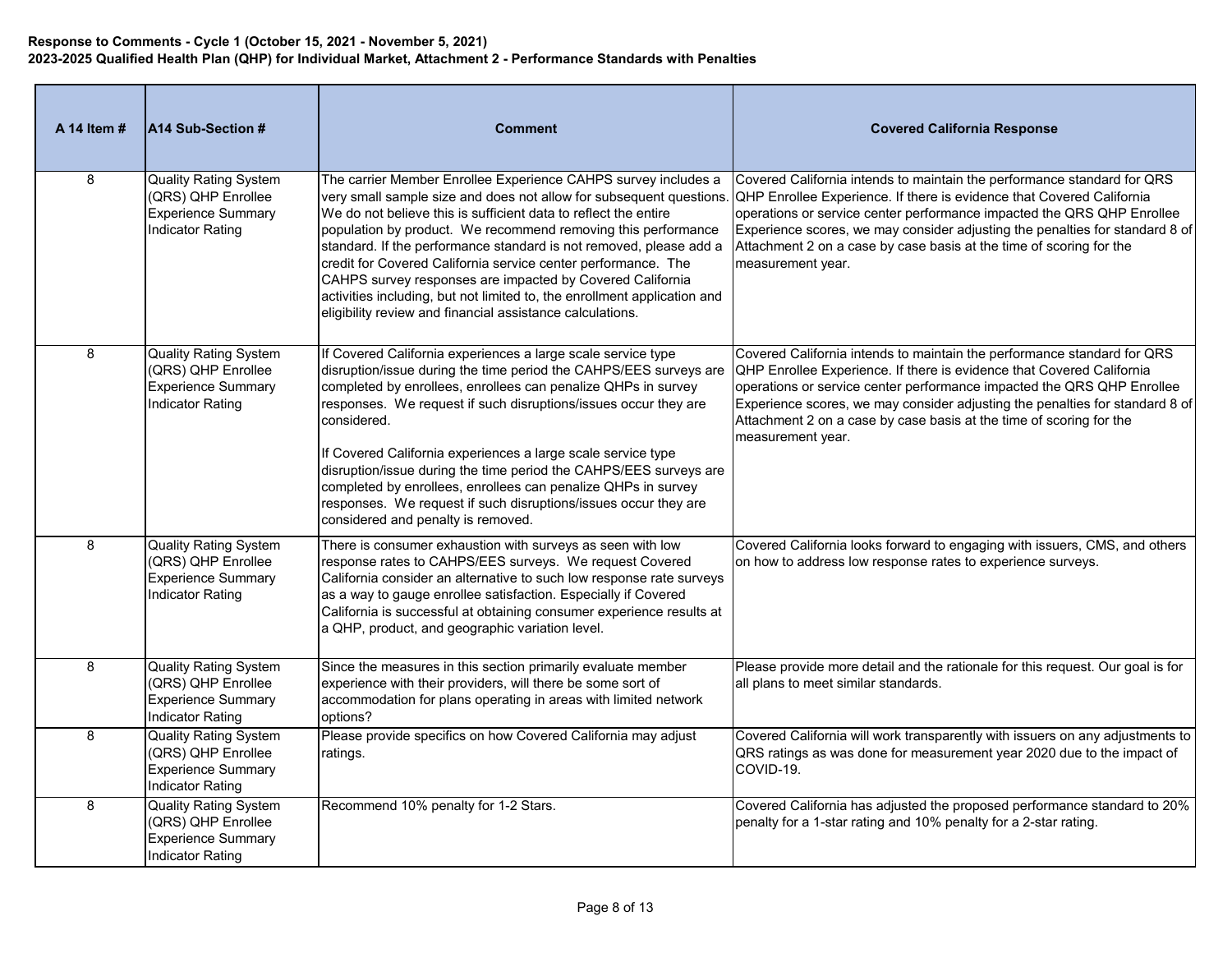**Response to Comments - Cycle 1 (October 15, 2021 - November 5, 2021)**
**2023-2025 Qualified Health Plan (QHP) for Individual Market, Attachment 2 - Performance Standards with Penalties**

| A 14 Item # | A14 Sub-Section # | Comment | Covered California Response |
|---|---|---|---|
| 8 | Quality Rating System (QRS) QHP Enrollee Experience Summary Indicator Rating | The carrier Member Enrollee Experience CAHPS survey includes a very small sample size and does not allow for subsequent questions. We do not believe this is sufficient data to reflect the entire population by product. We recommend removing this performance standard. If the performance standard is not removed, please add a credit for Covered California service center performance. The CAHPS survey responses are impacted by Covered California activities including, but not limited to, the enrollment application and eligibility review and financial assistance calculations. | Covered California intends to maintain the performance standard for QRS QHP Enrollee Experience. If there is evidence that Covered California operations or service center performance impacted the QRS QHP Enrollee Experience scores, we may consider adjusting the penalties for standard 8 of Attachment 2 on a case by case basis at the time of scoring for the measurement year. |
| 8 | Quality Rating System (QRS) QHP Enrollee Experience Summary Indicator Rating | If Covered California experiences a large scale service type disruption/issue during the time period the CAHPS/EES surveys are completed by enrollees, enrollees can penalize QHPs in survey responses. We request if such disruptions/issues occur they are considered.<br><br>If Covered California experiences a large scale service type disruption/issue during the time period the CAHPS/EES surveys are completed by enrollees, enrollees can penalize QHPs in survey responses. We request if such disruptions/issues occur they are considered and penalty is removed. | Covered California intends to maintain the performance standard for QRS QHP Enrollee Experience. If there is evidence that Covered California operations or service center performance impacted the QRS QHP Enrollee Experience scores, we may consider adjusting the penalties for standard 8 of Attachment 2 on a case by case basis at the time of scoring for the measurement year. |
| 8 | Quality Rating System (QRS) QHP Enrollee Experience Summary Indicator Rating | There is consumer exhaustion with surveys as seen with low response rates to CAHPS/EES surveys. We request Covered California consider an alternative to such low response rate surveys as a way to gauge enrollee satisfaction. Especially if Covered California is successful at obtaining consumer experience results at a QHP, product, and geographic variation level. | Covered California looks forward to engaging with issuers, CMS, and others on how to address low response rates to experience surveys. |
| 8 | Quality Rating System (QRS) QHP Enrollee Experience Summary Indicator Rating | Since the measures in this section primarily evaluate member experience with their providers, will there be some sort of accommodation for plans operating in areas with limited network options? | Please provide more detail and the rationale for this request. Our goal is for all plans to meet similar standards. |
| 8 | Quality Rating System (QRS) QHP Enrollee Experience Summary Indicator Rating | Please provide specifics on how Covered California may adjust ratings. | Covered California will work transparently with issuers on any adjustments to QRS ratings as was done for measurement year 2020 due to the impact of COVID-19. |
| 8 | Quality Rating System (QRS) QHP Enrollee Experience Summary Indicator Rating | Recommend 10% penalty for 1-2 Stars. | Covered California has adjusted the proposed performance standard to 20% penalty for a 1-star rating and 10% penalty for a 2-star rating. |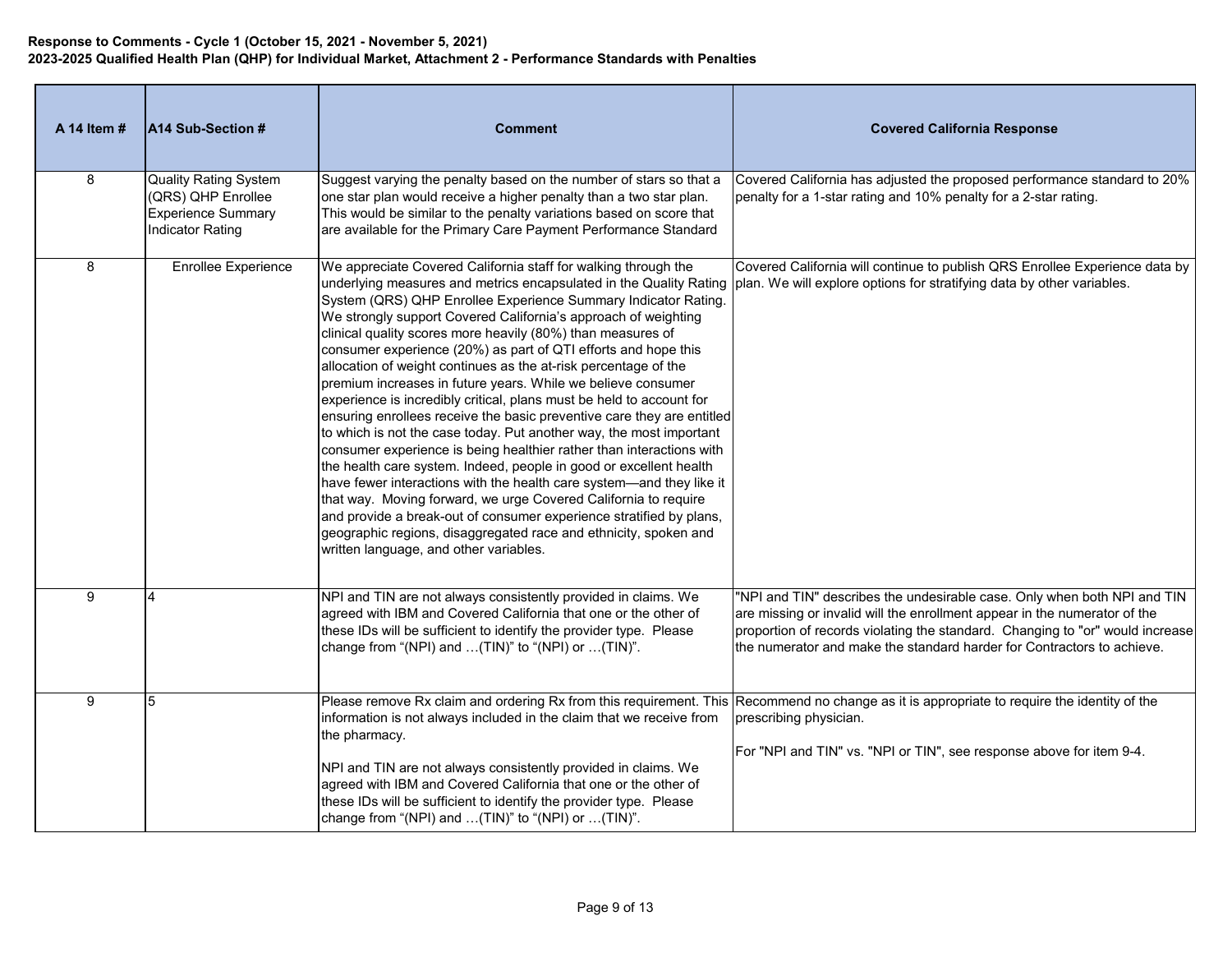**Response to Comments - Cycle 1 (October 15, 2021 - November 5, 2021)**
**2023-2025 Qualified Health Plan (QHP) for Individual Market, Attachment 2 - Performance Standards with Penalties**

| A 14 Item # | A14 Sub-Section # | Comment | Covered California Response |
|---|---|---|---|
| 8 | Quality Rating System (QRS) QHP Enrollee Experience Summary Indicator Rating | Suggest varying the penalty based on the number of stars so that a one star plan would receive a higher penalty than a two star plan. This would be similar to the penalty variations based on score that are available for the Primary Care Payment Performance Standard | Covered California has adjusted the proposed performance standard to 20% penalty for a 1-star rating and 10% penalty for a 2-star rating. |
| 8 | Enrollee Experience | We appreciate Covered California staff for walking through the underlying measures and metrics encapsulated in the Quality Rating System (QRS) QHP Enrollee Experience Summary Indicator Rating. We strongly support Covered California's approach of weighting clinical quality scores more heavily (80%) than measures of consumer experience (20%) as part of QTI efforts and hope this allocation of weight continues as the at-risk percentage of the premium increases in future years. While we believe consumer experience is incredibly critical, plans must be held to account for ensuring enrollees receive the basic preventive care they are entitled to which is not the case today. Put another way, the most important consumer experience is being healthier rather than interactions with the health care system. Indeed, people in good or excellent health have fewer interactions with the health care system—and they like it that way. Moving forward, we urge Covered California to require and provide a break-out of consumer experience stratified by plans, geographic regions, disaggregated race and ethnicity, spoken and written language, and other variables. | Covered California will continue to publish QRS Enrollee Experience data by plan. We will explore options for stratifying data by other variables. |
| 9 | 4 | NPI and TIN are not always consistently provided in claims. We agreed with IBM and Covered California that one or the other of these IDs will be sufficient to identify the provider type. Please change from "(NPI) and …(TIN)" to "(NPI) or …(TIN)". | "NPI and TIN" describes the undesirable case. Only when both NPI and TIN are missing or invalid will the enrollment appear in the numerator of the proportion of records violating the standard. Changing to "or" would increase the numerator and make the standard harder for Contractors to achieve. |
| 9 | 5 | Please remove Rx claim and ordering Rx from this requirement. This information is not always included in the claim that we receive from the pharmacy.<br><br>NPI and TIN are not always consistently provided in claims. We agreed with IBM and Covered California that one or the other of these IDs will be sufficient to identify the provider type. Please change from "(NPI) and …(TIN)" to "(NPI) or …(TIN)". | Recommend no change as it is appropriate to require the identity of the prescribing physician.<br><br>For "NPI and TIN" vs. "NPI or TIN", see response above for item 9-4. |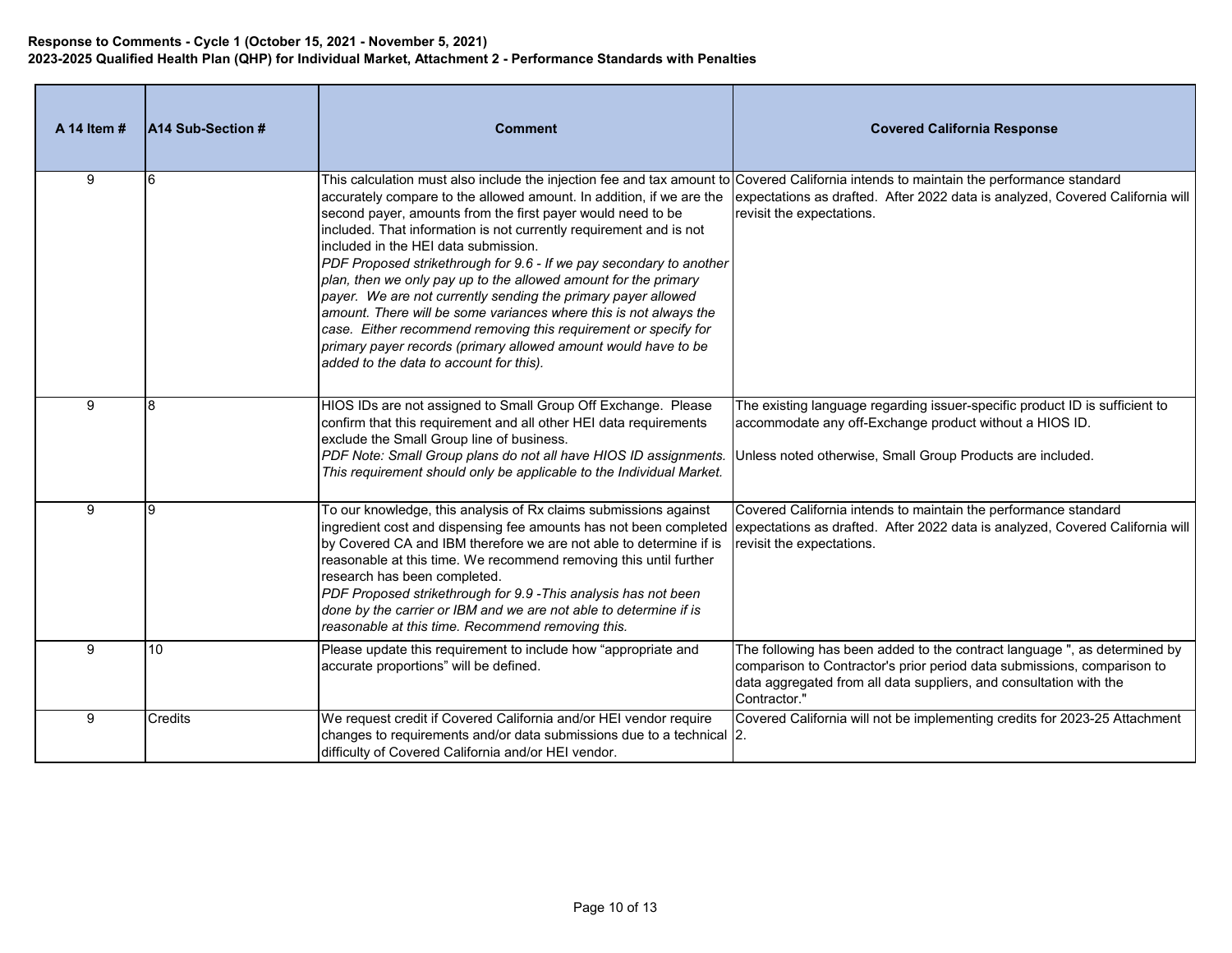**Response to Comments - Cycle 1 (October 15, 2021 - November 5, 2021)**
**2023-2025 Qualified Health Plan (QHP) for Individual Market, Attachment 2 - Performance Standards with Penalties**

| A 14 Item # | A14 Sub-Section # | Comment | Covered California Response |
|---|---|---|---|
| 9 | 6 | This calculation must also include the injection fee and tax amount to accurately compare to the allowed amount. In addition, if we are the second payer, amounts from the first payer would need to be included. That information is not currently requirement and is not included in the HEI data submission.<br>*PDF Proposed strikethrough for 9.6 - If we pay secondary to another plan, then we only pay up to the allowed amount for the primary payer. We are not currently sending the primary payer allowed amount. There will be some variances where this is not always the case. Either recommend removing this requirement or specify for primary payer records (primary allowed amount would have to be added to the data to account for this).* | Covered California intends to maintain the performance standard expectations as drafted. After 2022 data is analyzed, Covered California will revisit the expectations. |
| 9 | 8 | HIOS IDs are not assigned to Small Group Off Exchange. Please confirm that this requirement and all other HEI data requirements exclude the Small Group line of business.<br>*PDF Note: Small Group plans do not all have HIOS ID assignments. This requirement should only be applicable to the Individual Market.* | The existing language regarding issuer-specific product ID is sufficient to accommodate any off-Exchange product without a HIOS ID.<br><br>Unless noted otherwise, Small Group Products are included. |
| 9 | 9 | To our knowledge, this analysis of Rx claims submissions against ingredient cost and dispensing fee amounts has not been completed by Covered CA and IBM therefore we are not able to determine if is reasonable at this time. We recommend removing this until further research has been completed.<br>*PDF Proposed strikethrough for 9.9 -This analysis has not been done by the carrier or IBM and we are not able to determine if is reasonable at this time. Recommend removing this.* | Covered California intends to maintain the performance standard expectations as drafted. After 2022 data is analyzed, Covered California will revisit the expectations. |
| 9 | 10 | Please update this requirement to include how "appropriate and accurate proportions" will be defined. | The following has been added to the contract language ", as determined by comparison to Contractor's prior period data submissions, comparison to data aggregated from all data suppliers, and consultation with the Contractor." |
| 9 | Credits | We request credit if Covered California and/or HEI vendor require changes to requirements and/or data submissions due to a technical difficulty of Covered California and/or HEI vendor. | Covered California will not be implementing credits for 2023-25 Attachment 2. |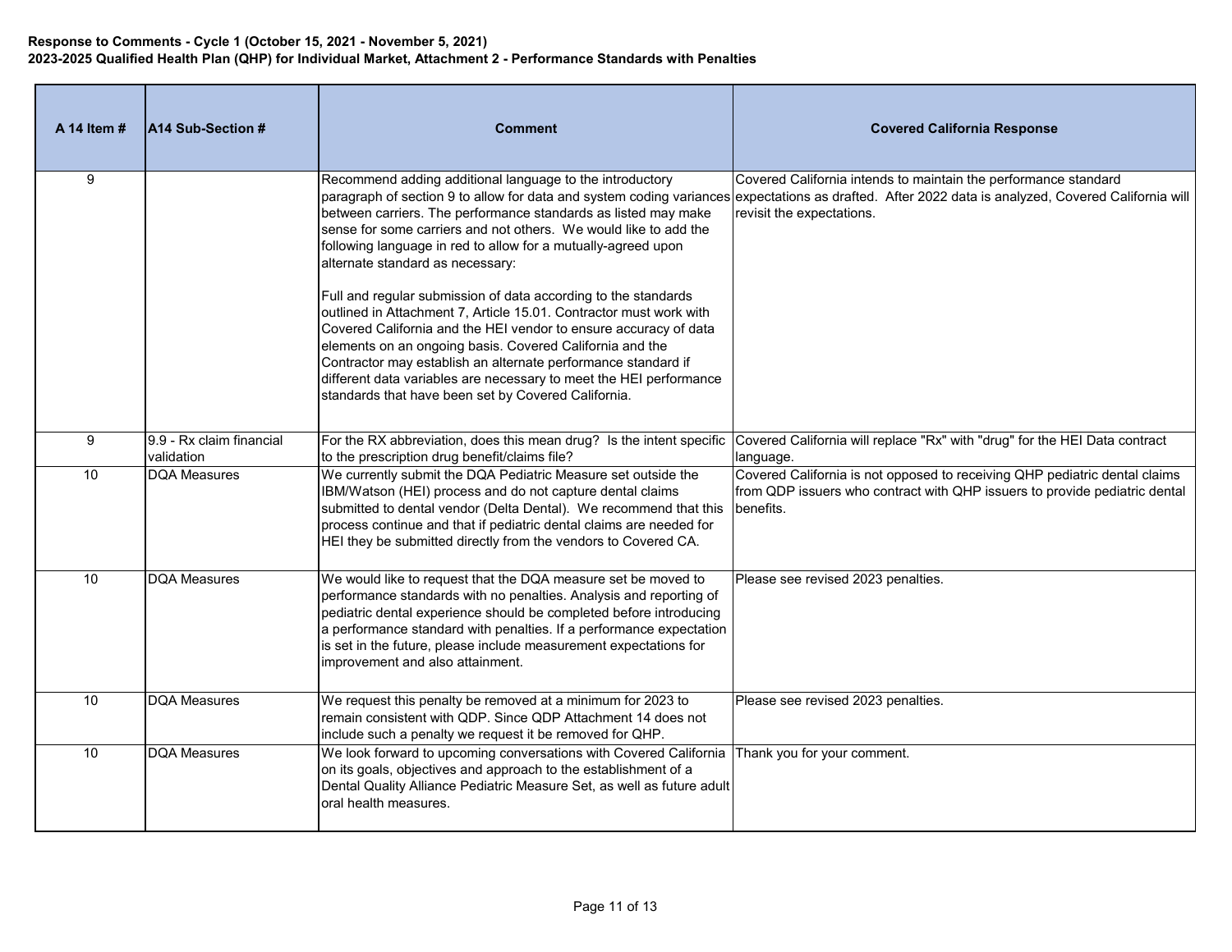**Response to Comments - Cycle 1 (October 15, 2021 - November 5, 2021)**
**2023-2025 Qualified Health Plan (QHP) for Individual Market, Attachment 2 - Performance Standards with Penalties**

| A 14 Item # | A14 Sub-Section # | Comment | Covered California Response |
|---|---|---|---|
| 9 | | Recommend adding additional language to the introductory paragraph of section 9 to allow for data and system coding variances between carriers. The performance standards as listed may make sense for some carriers and not others. We would like to add the following language in red to allow for a mutually-agreed upon alternate standard as necessary:<br><br>Full and regular submission of data according to the standards outlined in Attachment 7, Article 15.01. Contractor must work with Covered California and the HEI vendor to ensure accuracy of data elements on an ongoing basis. Covered California and the Contractor may establish an alternate performance standard if different data variables are necessary to meet the HEI performance standards that have been set by Covered California. | Covered California intends to maintain the performance standard expectations as drafted. After 2022 data is analyzed, Covered California will revisit the expectations. |
| 9 | 9.9 - Rx claim financial validation | For the RX abbreviation, does this mean drug? Is the intent specific to the prescription drug benefit/claims file? | Covered California will replace "Rx" with "drug" for the HEI Data contract language. |
| 10 | DQA Measures | We currently submit the DQA Pediatric Measure set outside the IBM/Watson (HEI) process and do not capture dental claims submitted to dental vendor (Delta Dental). We recommend that this process continue and that if pediatric dental claims are needed for HEI they be submitted directly from the vendors to Covered CA. | Covered California is not opposed to receiving QHP pediatric dental claims from QDP issuers who contract with QHP issuers to provide pediatric dental benefits. |
| 10 | DQA Measures | We would like to request that the DQA measure set be moved to performance standards with no penalties. Analysis and reporting of pediatric dental experience should be completed before introducing a performance standard with penalties. If a performance expectation is set in the future, please include measurement expectations for improvement and also attainment. | Please see revised 2023 penalties. |
| 10 | DQA Measures | We request this penalty be removed at a minimum for 2023 to remain consistent with QDP. Since QDP Attachment 14 does not include such a penalty we request it be removed for QHP. | Please see revised 2023 penalties. |
| 10 | DQA Measures | We look forward to upcoming conversations with Covered California on its goals, objectives and approach to the establishment of a Dental Quality Alliance Pediatric Measure Set, as well as future adult oral health measures. | Thank you for your comment. |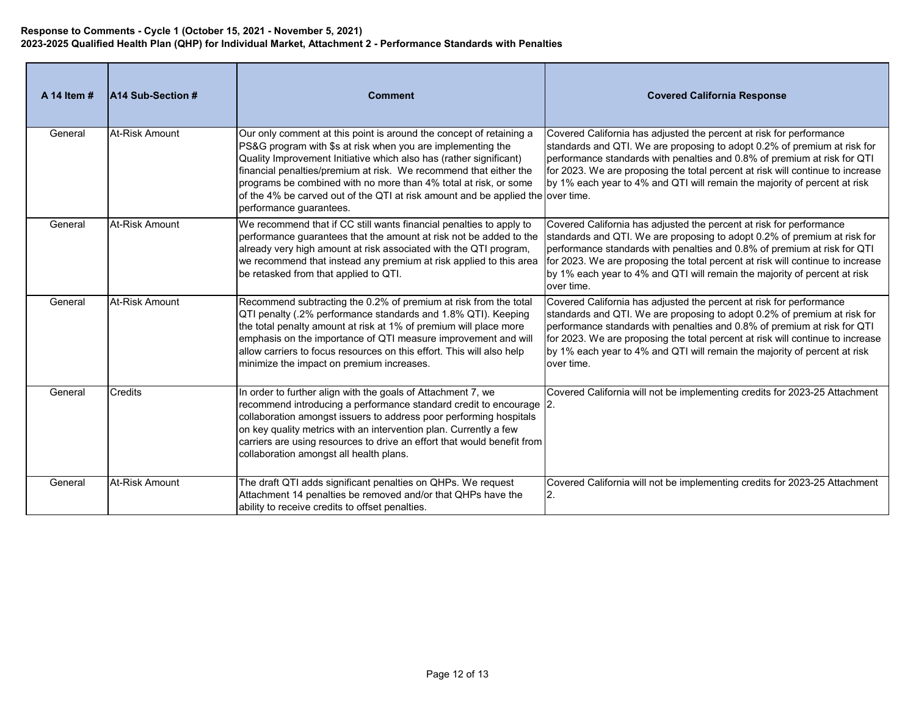**Response to Comments - Cycle 1 (October 15, 2021 - November 5, 2021)**
**2023-2025 Qualified Health Plan (QHP) for Individual Market, Attachment 2 - Performance Standards with Penalties**

| A 14 Item # | A14 Sub-Section # | Comment | Covered California Response |
|---|---|---|---|
| General | At-Risk Amount | Our only comment at this point is around the concept of retaining a PS&G program with $s at risk when you are implementing the Quality Improvement Initiative which also has (rather significant) financial penalties/premium at risk. We recommend that either the programs be combined with no more than 4% total at risk, or some of the 4% be carved out of the QTI at risk amount and be applied the performance guarantees. | Covered California has adjusted the percent at risk for performance standards and QTI. We are proposing to adopt 0.2% of premium at risk for performance standards with penalties and 0.8% of premium at risk for QTI for 2023. We are proposing the total percent at risk will continue to increase by 1% each year to 4% and QTI will remain the majority of percent at risk over time. |
| General | At-Risk Amount | We recommend that if CC still wants financial penalties to apply to performance guarantees that the amount at risk not be added to the already very high amount at risk associated with the QTI program, we recommend that instead any premium at risk applied to this area be retasked from that applied to QTI. | Covered California has adjusted the percent at risk for performance standards and QTI. We are proposing to adopt 0.2% of premium at risk for performance standards with penalties and 0.8% of premium at risk for QTI for 2023. We are proposing the total percent at risk will continue to increase by 1% each year to 4% and QTI will remain the majority of percent at risk over time. |
| General | At-Risk Amount | Recommend subtracting the 0.2% of premium at risk from the total QTI penalty (.2% performance standards and 1.8% QTI). Keeping the total penalty amount at risk at 1% of premium will place more emphasis on the importance of QTI measure improvement and will allow carriers to focus resources on this effort. This will also help minimize the impact on premium increases. | Covered California has adjusted the percent at risk for performance standards and QTI. We are proposing to adopt 0.2% of premium at risk for performance standards with penalties and 0.8% of premium at risk for QTI for 2023. We are proposing the total percent at risk will continue to increase by 1% each year to 4% and QTI will remain the majority of percent at risk over time. |
| General | Credits | In order to further align with the goals of Attachment 7, we recommend introducing a performance standard credit to encourage collaboration amongst issuers to address poor performing hospitals on key quality metrics with an intervention plan. Currently a few carriers are using resources to drive an effort that would benefit from collaboration amongst all health plans. | Covered California will not be implementing credits for 2023-25 Attachment 2. |
| General | At-Risk Amount | The draft QTI adds significant penalties on QHPs. We request Attachment 14 penalties be removed and/or that QHPs have the ability to receive credits to offset penalties. | Covered California will not be implementing credits for 2023-25 Attachment 2. |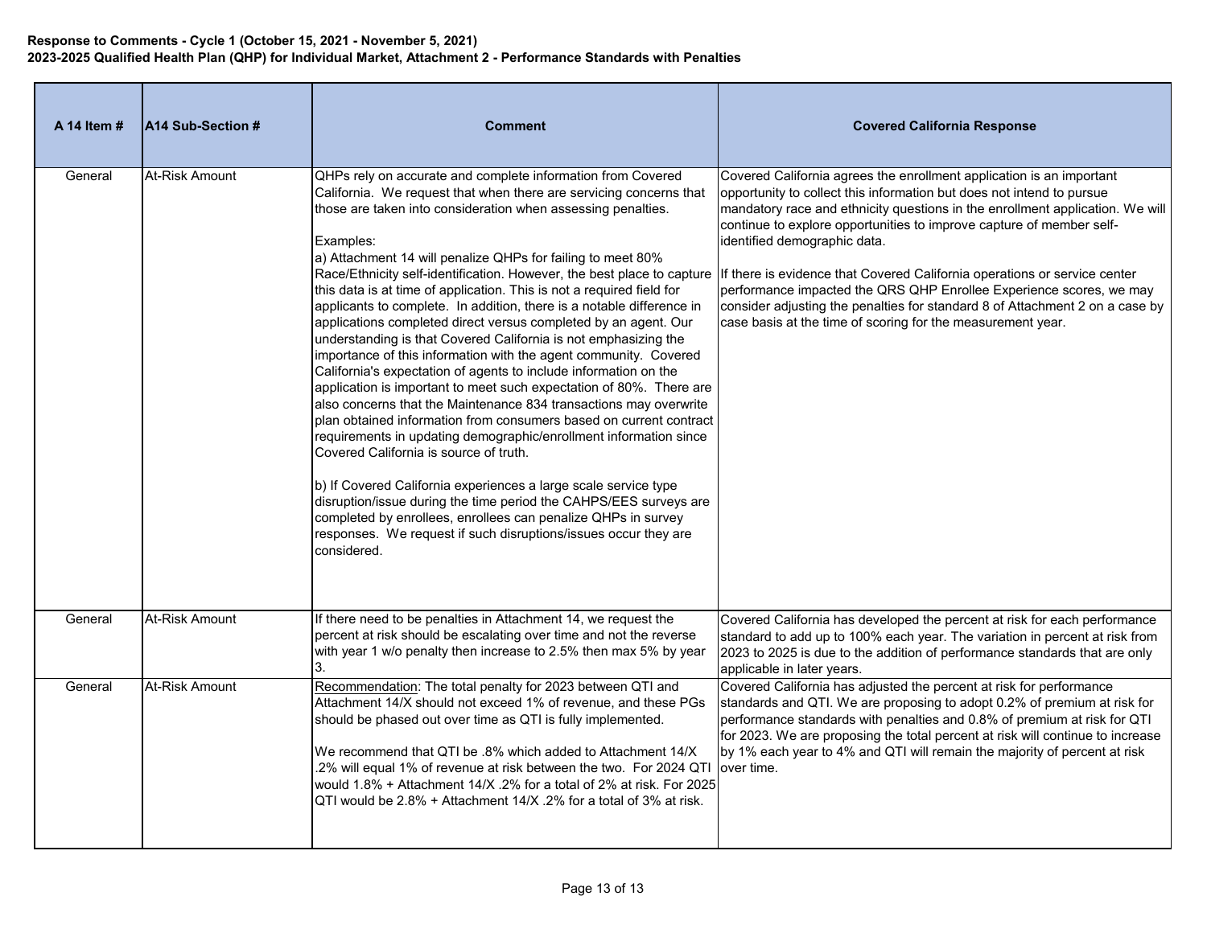**Response to Comments - Cycle 1 (October 15, 2021 - November 5, 2021)**
**2023-2025 Qualified Health Plan (QHP) for Individual Market, Attachment 2 - Performance Standards with Penalties**

| A 14 Item # | A14 Sub-Section # | Comment | Covered California Response |
|---|---|---|---|
| General | At-Risk Amount | QHPs rely on accurate and complete information from Covered California. We request that when there are servicing concerns that those are taken into consideration when assessing penalties.<br><br>Examples:<br>a) Attachment 14 will penalize QHPs for failing to meet 80% Race/Ethnicity self-identification. However, the best place to capture this data is at time of application. This is not a required field for applicants to complete. In addition, there is a notable difference in applications completed direct versus completed by an agent. Our understanding is that Covered California is not emphasizing the importance of this information with the agent community. Covered California's expectation of agents to include information on the application is important to meet such expectation of 80%. There are also concerns that the Maintenance 834 transactions may overwrite plan obtained information from consumers based on current contract requirements in updating demographic/enrollment information since Covered California is source of truth.<br><br>b) If Covered California experiences a large scale service type disruption/issue during the time period the CAHPS/EES surveys are completed by enrollees, enrollees can penalize QHPs in survey responses. We request if such disruptions/issues occur they are considered. | Covered California agrees the enrollment application is an important opportunity to collect this information but does not intend to pursue mandatory race and ethnicity questions in the enrollment application. We will continue to explore opportunities to improve capture of member self-identified demographic data.<br><br>If there is evidence that Covered California operations or service center performance impacted the QRS QHP Enrollee Experience scores, we may consider adjusting the penalties for standard 8 of Attachment 2 on a case by case basis at the time of scoring for the measurement year. |
| General | At-Risk Amount | If there need to be penalties in Attachment 14, we request the percent at risk should be escalating over time and not the reverse with year 1 w/o penalty then increase to 2.5% then max 5% by year 3. | Covered California has developed the percent at risk for each performance standard to add up to 100% each year. The variation in percent at risk from 2023 to 2025 is due to the addition of performance standards that are only applicable in later years. |
| General | At-Risk Amount | Recommendation: The total penalty for 2023 between QTI and Attachment 14/X should not exceed 1% of revenue, and these PGs should be phased out over time as QTI is fully implemented.<br><br>We recommend that QTI be .8% which added to Attachment 14/X .2% will equal 1% of revenue at risk between the two. For 2024 QTI would 1.8% + Attachment 14/X .2% for a total of 2% at risk. For 2025 QTI would be 2.8% + Attachment 14/X .2% for a total of 3% at risk. | Covered California has adjusted the percent at risk for performance standards and QTI. We are proposing to adopt 0.2% of premium at risk for performance standards with penalties and 0.8% of premium at risk for QTI for 2023. We are proposing the total percent at risk will continue to increase by 1% each year to 4% and QTI will remain the majority of percent at risk over time. |